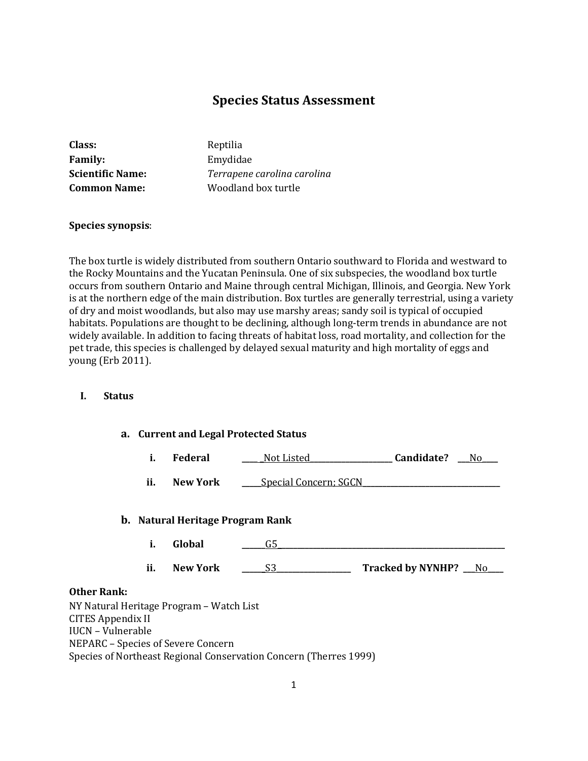# Species Status Assessment

**Class:** Reptilia
**Family:** Emydidae
**Scientific Name:** *Terrapene carolina carolina*
**Common Name:** Woodland box turtle

**Species synopsis**:

The box turtle is widely distributed from southern Ontario southward to Florida and westward to the Rocky Mountains and the Yucatan Peninsula. One of six subspecies, the woodland box turtle occurs from southern Ontario and Maine through central Michigan, Illinois, and Georgia. New York is at the northern edge of the main distribution. Box turtles are generally terrestrial, using a variety of dry and moist woodlands, but also may use marshy areas; sandy soil is typical of occupied habitats. Populations are thought to be declining, although long-term trends in abundance are not widely available. In addition to facing threats of habitat loss, road mortality, and collection for the pet trade, this species is challenged by delayed sexual maturity and high mortality of eggs and young (Erb 2011).

## I. Status

### a. Current and Legal Protected Status

**i. Federal** Not Listed **Candidate?** No

**ii. New York** Special Concern; SGCN

### b. Natural Heritage Program Rank

**i. Global** G5

**ii. New York** S3 **Tracked by NYNHP?** No

**Other Rank:**

NY Natural Heritage Program – Watch List
CITES Appendix II
IUCN – Vulnerable
NEPARC – Species of Severe Concern
Species of Northeast Regional Conservation Concern (Therres 1999)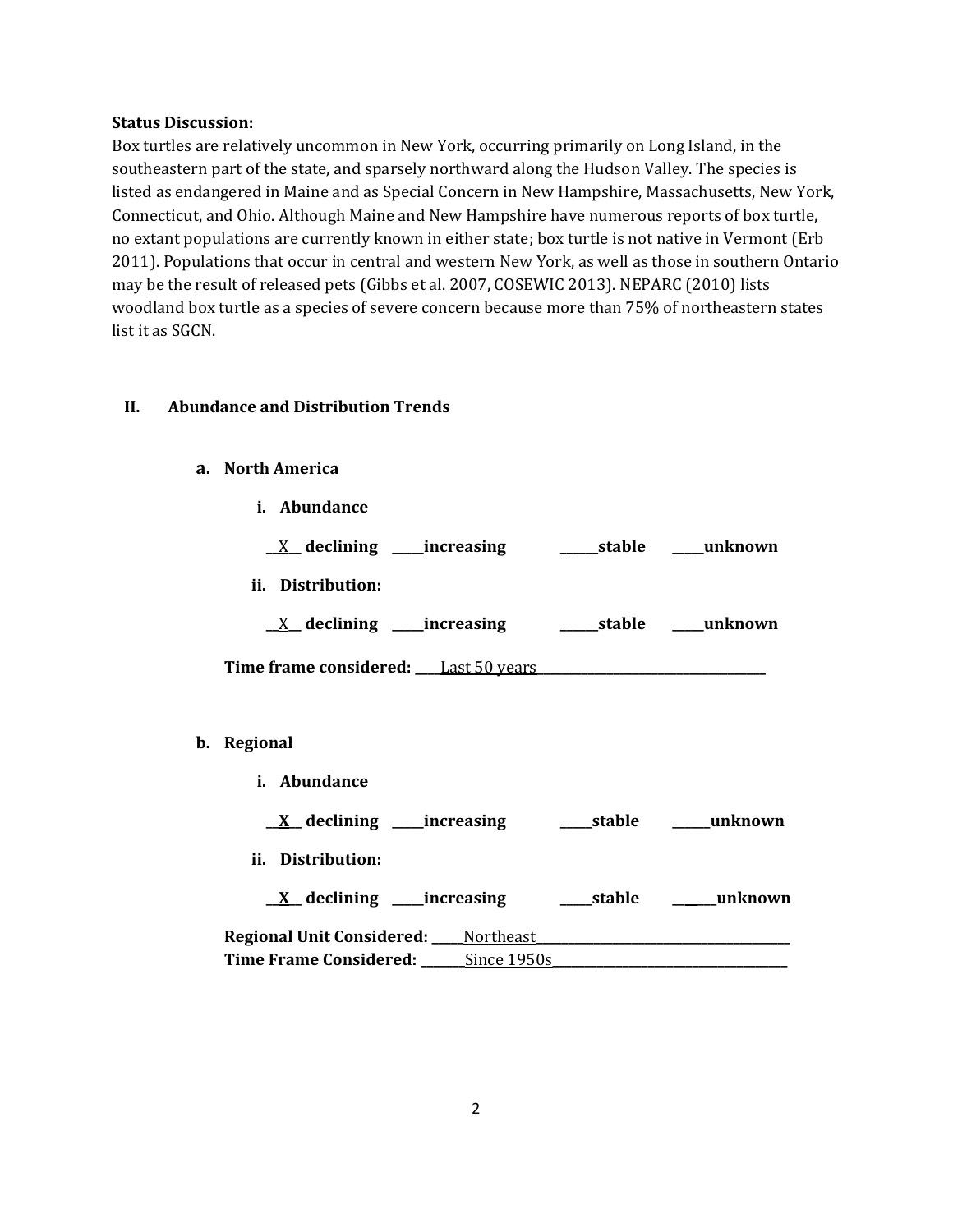**Status Discussion:**

Box turtles are relatively uncommon in New York, occurring primarily on Long Island, in the southeastern part of the state, and sparsely northward along the Hudson Valley. The species is listed as endangered in Maine and as Special Concern in New Hampshire, Massachusetts, New York, Connecticut, and Ohio. Although Maine and New Hampshire have numerous reports of box turtle, no extant populations are currently known in either state; box turtle is not native in Vermont (Erb 2011). Populations that occur in central and western New York, as well as those in southern Ontario may be the result of released pets (Gibbs et al. 2007, COSEWIC 2013). NEPARC (2010) lists woodland box turtle as a species of severe concern because more than 75% of northeastern states list it as SGCN.

## II. Abundance and Distribution Trends

### a. North America

**i. Abundance**

__X__ **declining** _____**increasing** ______**stable** _____**unknown**

**ii. Distribution:**

__X__ **declining** _____**increasing** ______**stable** _____**unknown**

**Time frame considered:** ____Last 50 years____

### b. Regional

**i. Abundance**

__**X**__ **declining** _____**increasing** _____**stable** ______**unknown**

**ii. Distribution:**

__**X**__ **declining** _____**increasing** _____**stable** ______**unknown**

**Regional Unit Considered:** _____Northeast_____
**Time Frame Considered:** _______Since 1950s_____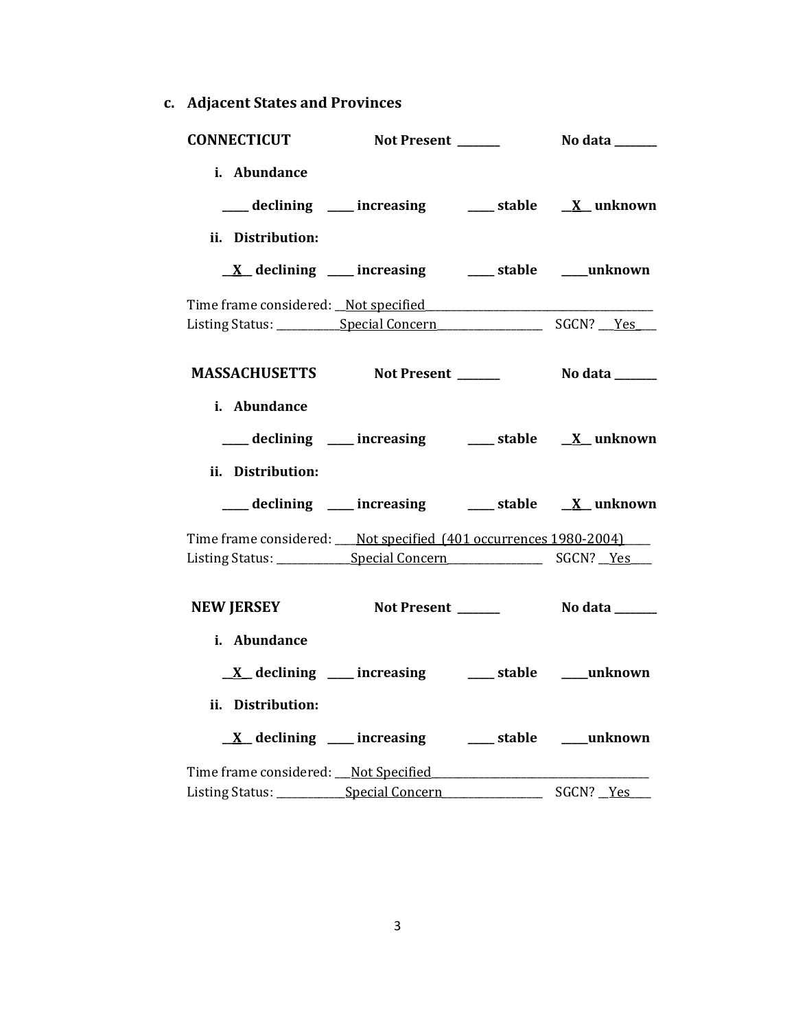### c. Adjacent States and Provinces

**CONNECTICUT** **Not Present _______** **No data _______**

**i. Abundance**

**_____ declining ____ increasing _____ stable __X__ unknown**

**ii. Distribution:**

**__X__ declining ____ increasing _____ stable ____unknown**

Time frame considered: __Not specified________________________________________
Listing Status: ___________Special Concern___________________ SGCN? ___Yes___

**MASSACHUSETTS** **Not Present _______** **No data _______**

**i. Abundance**

**_____ declining ____ increasing _____ stable __X__ unknown**

**ii. Distribution:**

**_____ declining ____ increasing _____ stable __X__ unknown**

Time frame considered: ____Not specified (401 occurrences 1980-2004)_____
Listing Status: _____________Special Concern________________ SGCN? __Yes____

**NEW JERSEY** **Not Present _______** **No data _______**

**i. Abundance**

**__X__ declining ____ increasing _____ stable ____unknown**

**ii. Distribution:**

**__X__ declining ____ increasing _____ stable ____unknown**

Time frame considered: ___Not Specified_____________________________________
Listing Status: ____________Special Concern__________________ SGCN? __Yes____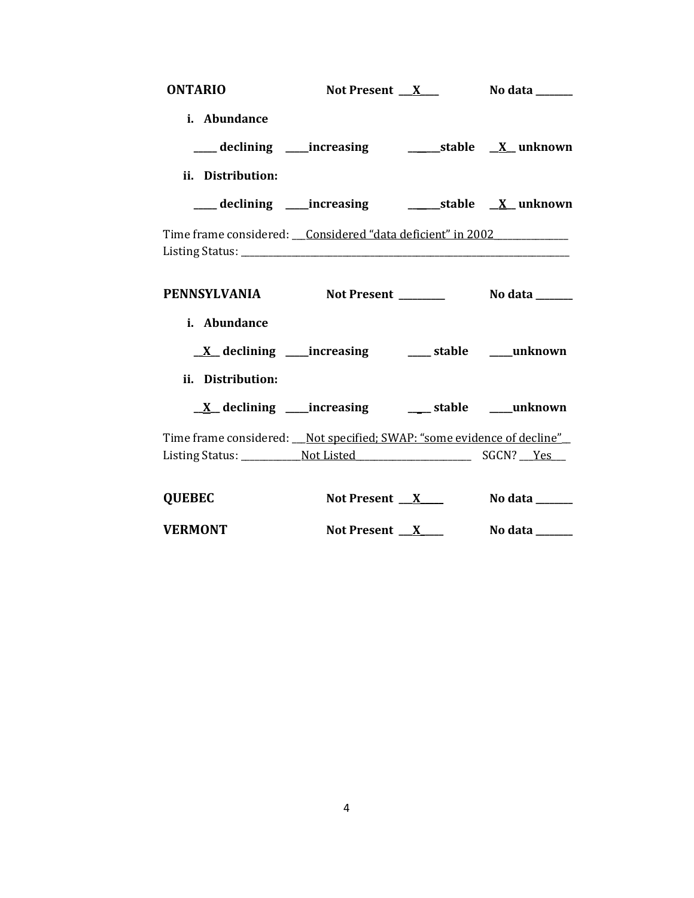**ONTARIO** **Not Present** ___X___ **No data** ________

**i. Abundance**

_____ **declining** _____**increasing** _______**stable** __X__ **unknown**

**ii. Distribution:**

_____ **declining** _____**increasing** _______**stable** __X__ **unknown**

Time frame considered: ___Considered "data deficient" in 2002_______________
Listing Status: ______________________________________________________________________

**PENNSYLVANIA** **Not Present** __________ **No data** ________

**i. Abundance**

__X__ **declining** _____**increasing** _____ **stable** _____**unknown**

**ii. Distribution:**

__X__ **declining** _____**increasing** _____ **stable** _____**unknown**

Time frame considered: ___Not specified; SWAP: "some evidence of decline"__
Listing Status: _____________Not Listed_________________________ SGCN? ___Yes___

**QUEBEC** **Not Present** ___X_____ **No data** ________

**VERMONT** **Not Present** ___X_____ **No data** ________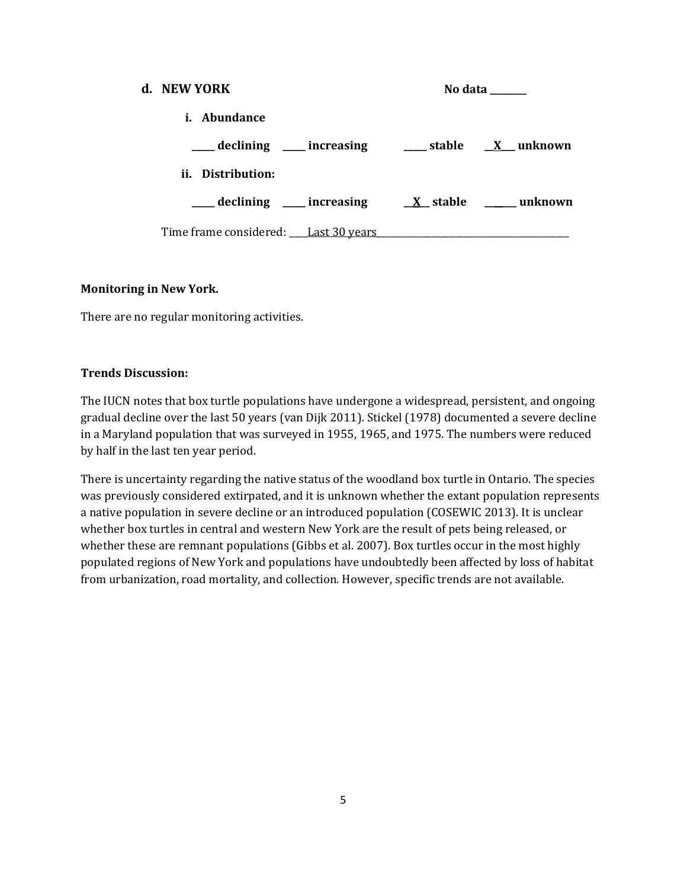**d. NEW YORK** No data ________

**i. Abundance**

**_____ declining _____ increasing _____ stable __X___ unknown**

**ii. Distribution:**

**_____ declining _____ increasing __X__ stable ______ unknown**

Time frame considered: ____Last 30 years________________________________________

**Monitoring in New York.**

There are no regular monitoring activities.

**Trends Discussion:**

The IUCN notes that box turtle populations have undergone a widespread, persistent, and ongoing gradual decline over the last 50 years (van Dijk 2011). Stickel (1978) documented a severe decline in a Maryland population that was surveyed in 1955, 1965, and 1975. The numbers were reduced by half in the last ten year period.

There is uncertainty regarding the native status of the woodland box turtle in Ontario. The species was previously considered extirpated, and it is unknown whether the extant population represents a native population in severe decline or an introduced population (COSEWIC 2013). It is unclear whether box turtles in central and western New York are the result of pets being released, or whether these are remnant populations (Gibbs et al. 2007). Box turtles occur in the most highly populated regions of New York and populations have undoubtedly been affected by loss of habitat from urbanization, road mortality, and collection. However, specific trends are not available.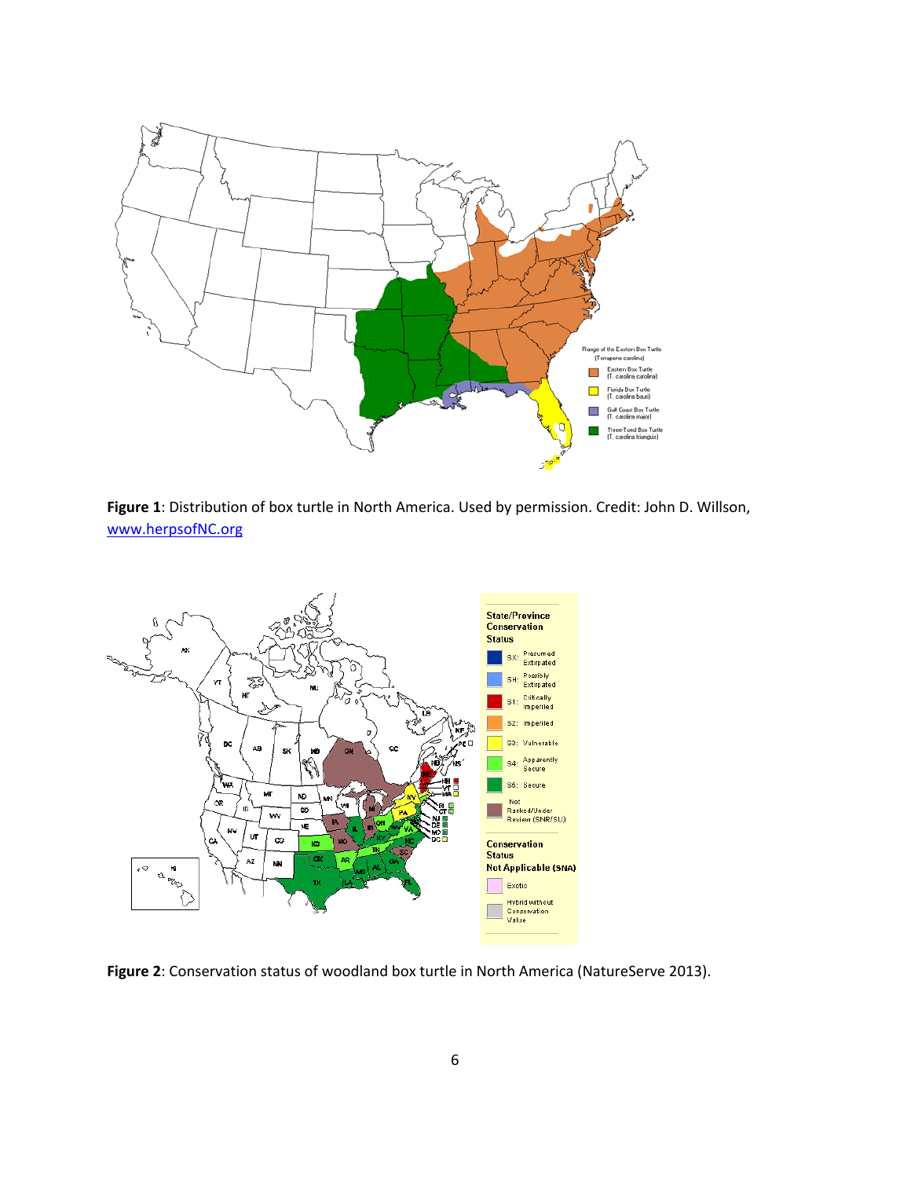**Figure 1**: Distribution of box turtle in North America. Used by permission. Credit: John D. Willson, [www.herpsofNC.org](www.herpsofNC.org)

**Figure 2**: Conservation status of woodland box turtle in North America (NatureServe 2013).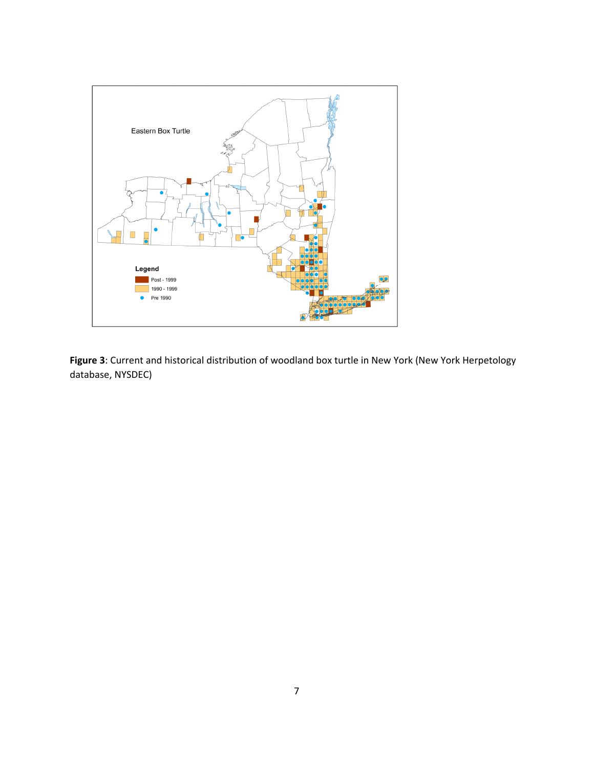**Figure 3**: Current and historical distribution of woodland box turtle in New York (New York Herpetology database, NYSDEC)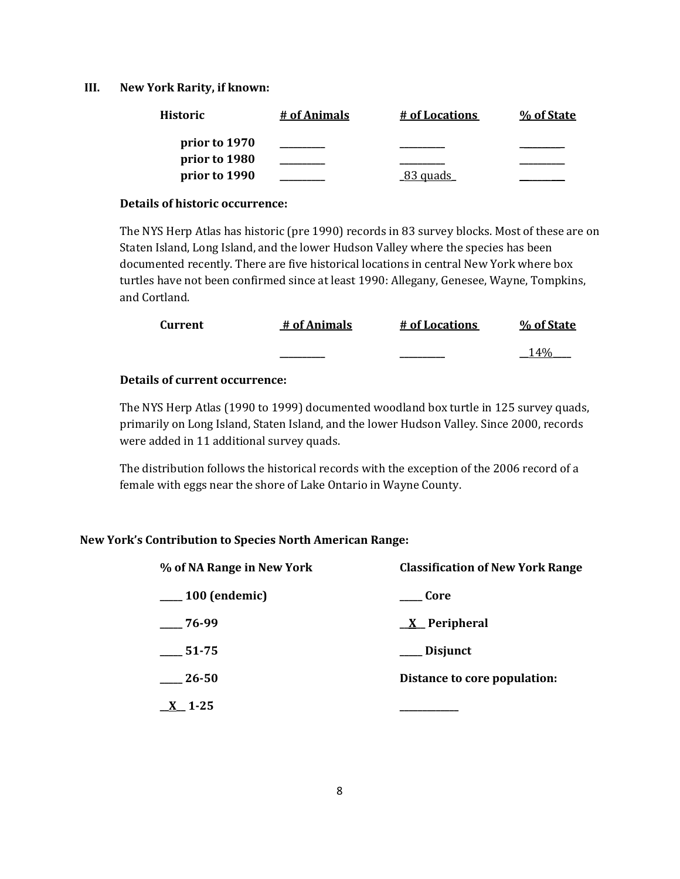## III. New York Rarity, if known:

| Historic | # of Animals | # of Locations | % of State |
|---|---|---|---|
| prior to 1970 | _________ | _________ | _________ |
| prior to 1980 | _________ | _________ | _________ |
| prior to 1990 | _________ | _83 quads_ | _________ |

**Details of historic occurrence:**

The NYS Herp Atlas has historic (pre 1990) records in 83 survey blocks. Most of these are on Staten Island, Long Island, and the lower Hudson Valley where the species has been documented recently. There are five historical locations in central New York where box turtles have not been confirmed since at least 1990: Allegany, Genesee, Wayne, Tompkins, and Cortland.

| Current | # of Animals | # of Locations | % of State |
|---|---|---|---|
| | _________ | _________ | __14%___ |

**Details of current occurrence:**

The NYS Herp Atlas (1990 to 1999) documented woodland box turtle in 125 survey quads, primarily on Long Island, Staten Island, and the lower Hudson Valley. Since 2000, records were added in 11 additional survey quads.

The distribution follows the historical records with the exception of the 2006 record of a female with eggs near the shore of Lake Ontario in Wayne County.

### New York's Contribution to Species North American Range:

| % of NA Range in New York | Classification of New York Range |
|---|---|
| ____ 100 (endemic) | ____ Core |
| ____ 76-99 | __X__ Peripheral |
| ____ 51-75 | ____ Disjunct |
| ____ 26-50 | Distance to core population: |
| __X__ 1-25 | ___________ |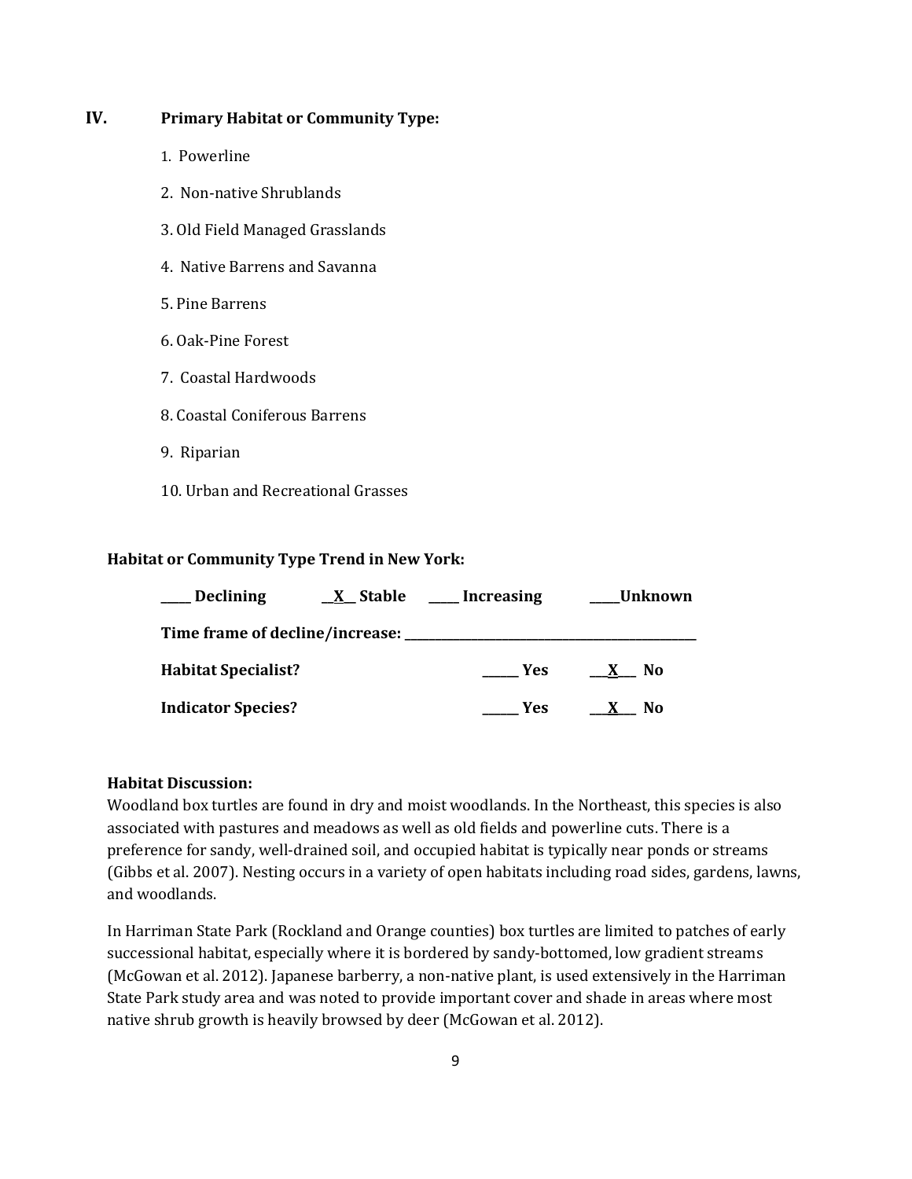## IV. Primary Habitat or Community Type:

1. Powerline
2. Non-native Shrublands
3. Old Field Managed Grasslands
4. Native Barrens and Savanna
5. Pine Barrens
6. Oak-Pine Forest
7. Coastal Hardwoods
8. Coastal Coniferous Barrens
9. Riparian
10. Urban and Recreational Grasses

**Habitat or Community Type Trend in New York:**

**____ Declining** **__X__ Stable** **____ Increasing** **____Unknown**

**Time frame of decline/increase: ______________________________________**

**Habitat Specialist?** **_____ Yes** **__X__ No**

**Indicator Species?** **_____ Yes** **__X__ No**

**Habitat Discussion:**

Woodland box turtles are found in dry and moist woodlands. In the Northeast, this species is also associated with pastures and meadows as well as old fields and powerline cuts. There is a preference for sandy, well-drained soil, and occupied habitat is typically near ponds or streams (Gibbs et al. 2007). Nesting occurs in a variety of open habitats including road sides, gardens, lawns, and woodlands.

In Harriman State Park (Rockland and Orange counties) box turtles are limited to patches of early successional habitat, especially where it is bordered by sandy-bottomed, low gradient streams (McGowan et al. 2012). Japanese barberry, a non-native plant, is used extensively in the Harriman State Park study area and was noted to provide important cover and shade in areas where most native shrub growth is heavily browsed by deer (McGowan et al. 2012).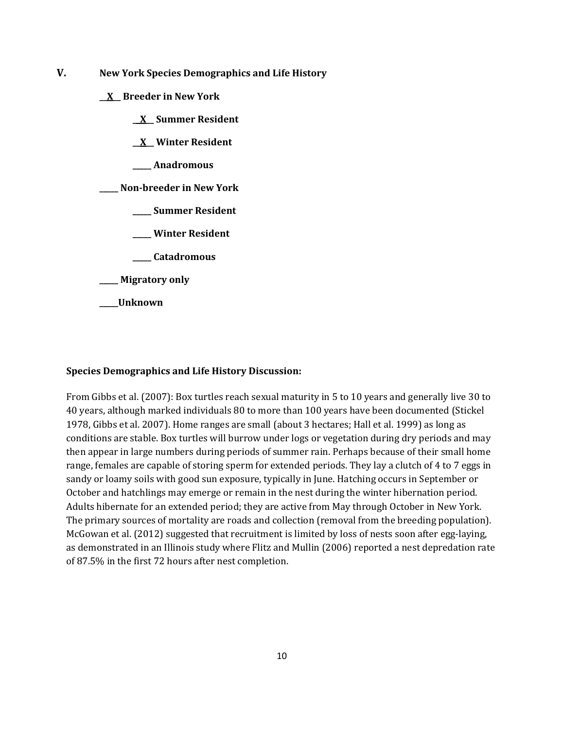## V. New York Species Demographics and Life History

**__X__ Breeder in New York**

**__X__ Summer Resident**

**__X__ Winter Resident**

**_____ Anadromous**

**_____ Non-breeder in New York**

**_____ Summer Resident**

**_____ Winter Resident**

**_____ Catadromous**

**_____ Migratory only**

**_____Unknown**

**Species Demographics and Life History Discussion:**

From Gibbs et al. (2007): Box turtles reach sexual maturity in 5 to 10 years and generally live 30 to 40 years, although marked individuals 80 to more than 100 years have been documented (Stickel 1978, Gibbs et al. 2007). Home ranges are small (about 3 hectares; Hall et al. 1999) as long as conditions are stable. Box turtles will burrow under logs or vegetation during dry periods and may then appear in large numbers during periods of summer rain. Perhaps because of their small home range, females are capable of storing sperm for extended periods. They lay a clutch of 4 to 7 eggs in sandy or loamy soils with good sun exposure, typically in June. Hatching occurs in September or October and hatchlings may emerge or remain in the nest during the winter hibernation period. Adults hibernate for an extended period; they are active from May through October in New York. The primary sources of mortality are roads and collection (removal from the breeding population). McGowan et al. (2012) suggested that recruitment is limited by loss of nests soon after egg-laying, as demonstrated in an Illinois study where Flitz and Mullin (2006) reported a nest depredation rate of 87.5% in the first 72 hours after nest completion.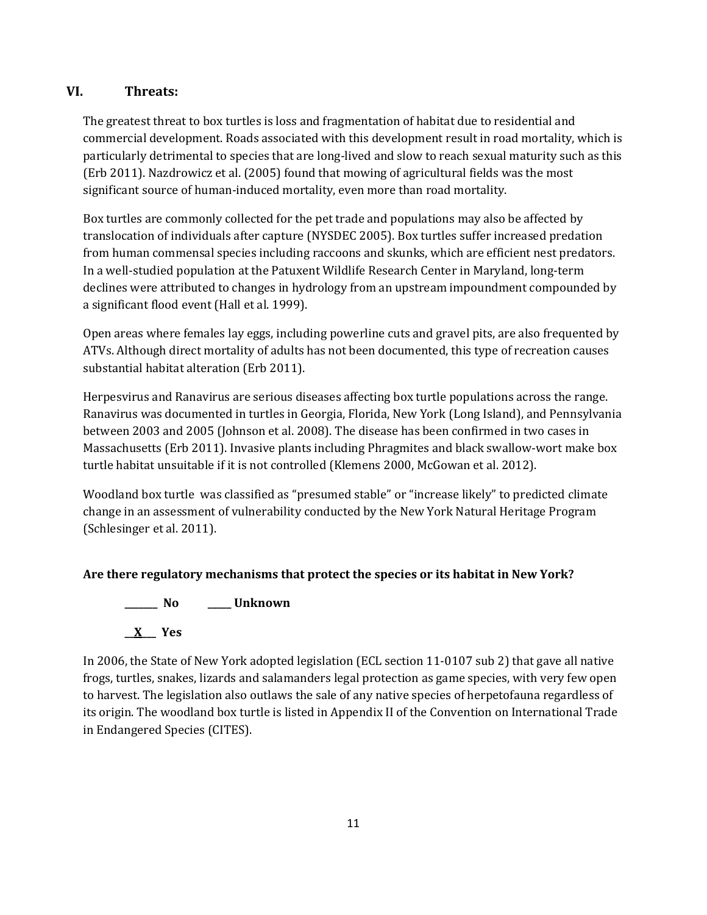## VI. Threats:

The greatest threat to box turtles is loss and fragmentation of habitat due to residential and commercial development. Roads associated with this development result in road mortality, which is particularly detrimental to species that are long-lived and slow to reach sexual maturity such as this (Erb 2011). Nazdrowicz et al. (2005) found that mowing of agricultural fields was the most significant source of human-induced mortality, even more than road mortality.

Box turtles are commonly collected for the pet trade and populations may also be affected by translocation of individuals after capture (NYSDEC 2005). Box turtles suffer increased predation from human commensal species including raccoons and skunks, which are efficient nest predators. In a well-studied population at the Patuxent Wildlife Research Center in Maryland, long-term declines were attributed to changes in hydrology from an upstream impoundment compounded by a significant flood event (Hall et al. 1999).

Open areas where females lay eggs, including powerline cuts and gravel pits, are also frequented by ATVs. Although direct mortality of adults has not been documented, this type of recreation causes substantial habitat alteration (Erb 2011).

Herpesvirus and Ranavirus are serious diseases affecting box turtle populations across the range. Ranavirus was documented in turtles in Georgia, Florida, New York (Long Island), and Pennsylvania between 2003 and 2005 (Johnson et al. 2008). The disease has been confirmed in two cases in Massachusetts (Erb 2011). Invasive plants including Phragmites and black swallow-wort make box turtle habitat unsuitable if it is not controlled (Klemens 2000, McGowan et al. 2012).

Woodland box turtle was classified as "presumed stable" or "increase likely" to predicted climate change in an assessment of vulnerability conducted by the New York Natural Heritage Program (Schlesinger et al. 2011).

**Are there regulatory mechanisms that protect the species or its habitat in New York?**

_______ **No** _____ **Unknown**

__**X**__ **Yes**

In 2006, the State of New York adopted legislation (ECL section 11-0107 sub 2) that gave all native frogs, turtles, snakes, lizards and salamanders legal protection as game species, with very few open to harvest. The legislation also outlaws the sale of any native species of herpetofauna regardless of its origin. The woodland box turtle is listed in Appendix II of the Convention on International Trade in Endangered Species (CITES).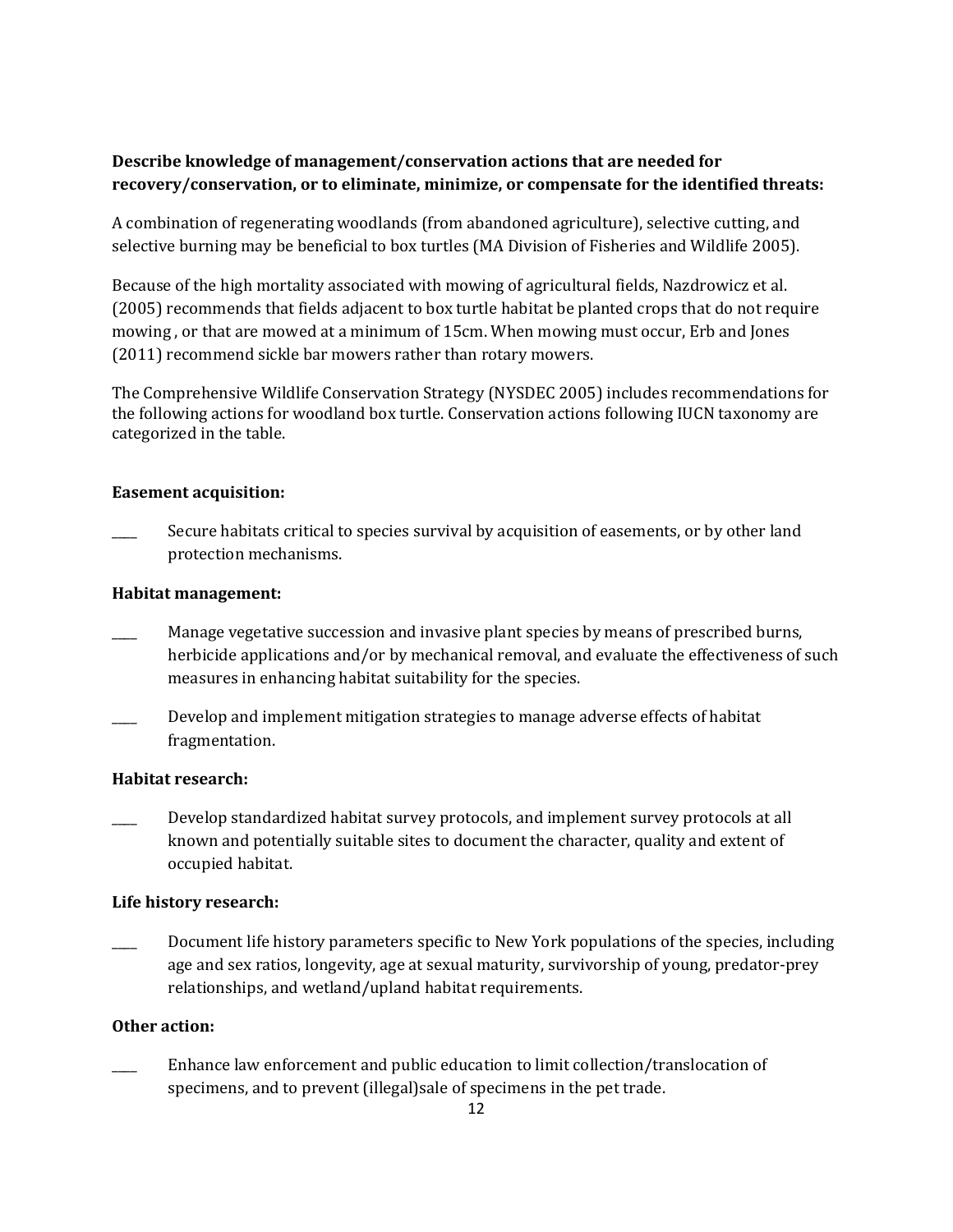**Describe knowledge of management/conservation actions that are needed for recovery/conservation, or to eliminate, minimize, or compensate for the identified threats:**

A combination of regenerating woodlands (from abandoned agriculture), selective cutting, and selective burning may be beneficial to box turtles (MA Division of Fisheries and Wildlife 2005).

Because of the high mortality associated with mowing of agricultural fields, Nazdrowicz et al. (2005) recommends that fields adjacent to box turtle habitat be planted crops that do not require mowing , or that are mowed at a minimum of 15cm. When mowing must occur, Erb and Jones (2011) recommend sickle bar mowers rather than rotary mowers.

The Comprehensive Wildlife Conservation Strategy (NYSDEC 2005) includes recommendations for the following actions for woodland box turtle. Conservation actions following IUCN taxonomy are categorized in the table.

**Easement acquisition:**

____ Secure habitats critical to species survival by acquisition of easements, or by other land protection mechanisms.

**Habitat management:**

____ Manage vegetative succession and invasive plant species by means of prescribed burns, herbicide applications and/or by mechanical removal, and evaluate the effectiveness of such measures in enhancing habitat suitability for the species.

____ Develop and implement mitigation strategies to manage adverse effects of habitat fragmentation.

**Habitat research:**

____ Develop standardized habitat survey protocols, and implement survey protocols at all known and potentially suitable sites to document the character, quality and extent of occupied habitat.

**Life history research:**

____ Document life history parameters specific to New York populations of the species, including age and sex ratios, longevity, age at sexual maturity, survivorship of young, predator-prey relationships, and wetland/upland habitat requirements.

**Other action:**

____ Enhance law enforcement and public education to limit collection/translocation of specimens, and to prevent (illegal)sale of specimens in the pet trade.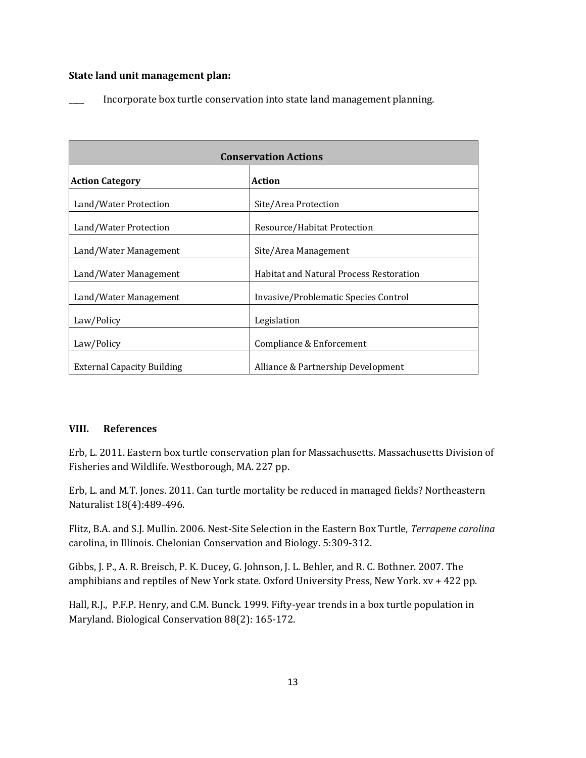**State land unit management plan:**

\_\_\_\_ Incorporate box turtle conservation into state land management planning.

| Conservation Actions | |
|---|---|
| **Action Category** | **Action** |
| Land/Water Protection | Site/Area Protection |
| Land/Water Protection | Resource/Habitat Protection |
| Land/Water Management | Site/Area Management |
| Land/Water Management | Habitat and Natural Process Restoration |
| Land/Water Management | Invasive/Problematic Species Control |
| Law/Policy | Legislation |
| Law/Policy | Compliance & Enforcement |
| External Capacity Building | Alliance & Partnership Development |

## VIII. References

Erb, L. 2011. Eastern box turtle conservation plan for Massachusetts. Massachusetts Division of Fisheries and Wildlife. Westborough, MA. 227 pp.

Erb, L. and M.T. Jones. 2011. Can turtle mortality be reduced in managed fields? Northeastern Naturalist 18(4):489-496.

Flitz, B.A. and S.J. Mullin. 2006. Nest-Site Selection in the Eastern Box Turtle, *Terrapene carolina* carolina, in Illinois. Chelonian Conservation and Biology. 5:309-312.

Gibbs, J. P., A. R. Breisch, P. K. Ducey, G. Johnson, J. L. Behler, and R. C. Bothner. 2007. The amphibians and reptiles of New York state. Oxford University Press, New York. xv + 422 pp.

Hall, R.J., P.F.P. Henry, and C.M. Bunck. 1999. Fifty-year trends in a box turtle population in Maryland. Biological Conservation 88(2): 165-172.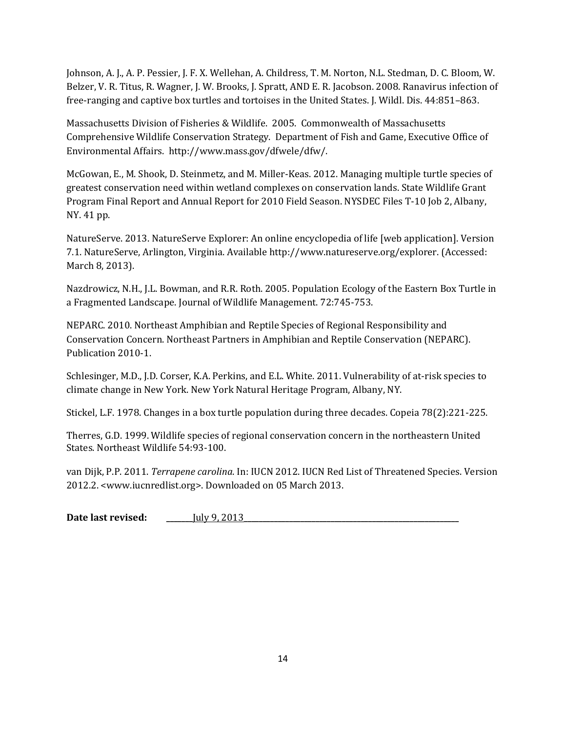Johnson, A. J., A. P. Pessier, J. F. X. Wellehan, A. Childress, T. M. Norton, N.L. Stedman, D. C. Bloom, W. Belzer, V. R. Titus, R. Wagner, J. W. Brooks, J. Spratt, AND E. R. Jacobson. 2008. Ranavirus infection of free-ranging and captive box turtles and tortoises in the United States. J. Wildl. Dis. 44:851–863.

Massachusetts Division of Fisheries & Wildlife. 2005. Commonwealth of Massachusetts Comprehensive Wildlife Conservation Strategy. Department of Fish and Game, Executive Office of Environmental Affairs. http://www.mass.gov/dfwele/dfw/.

McGowan, E., M. Shook, D. Steinmetz, and M. Miller-Keas. 2012. Managing multiple turtle species of greatest conservation need within wetland complexes on conservation lands. State Wildlife Grant Program Final Report and Annual Report for 2010 Field Season. NYSDEC Files T-10 Job 2, Albany, NY. 41 pp.

NatureServe. 2013. NatureServe Explorer: An online encyclopedia of life [web application]. Version 7.1. NatureServe, Arlington, Virginia. Available http://www.natureserve.org/explorer. (Accessed: March 8, 2013).

Nazdrowicz, N.H., J.L. Bowman, and R.R. Roth. 2005. Population Ecology of the Eastern Box Turtle in a Fragmented Landscape. Journal of Wildlife Management. 72:745-753.

NEPARC. 2010. Northeast Amphibian and Reptile Species of Regional Responsibility and Conservation Concern. Northeast Partners in Amphibian and Reptile Conservation (NEPARC). Publication 2010-1.

Schlesinger, M.D., J.D. Corser, K.A. Perkins, and E.L. White. 2011. Vulnerability of at-risk species to climate change in New York. New York Natural Heritage Program, Albany, NY.

Stickel, L.F. 1978. Changes in a box turtle population during three decades. Copeia 78(2):221-225.

Therres, G.D. 1999. Wildlife species of regional conservation concern in the northeastern United States. Northeast Wildlife 54:93-100.

van Dijk, P.P. 2011. *Terrapene carolina*. In: IUCN 2012. IUCN Red List of Threatened Species. Version 2012.2. <www.iucnredlist.org>. Downloaded on 05 March 2013.

**Date last revised:** July 9, 2013